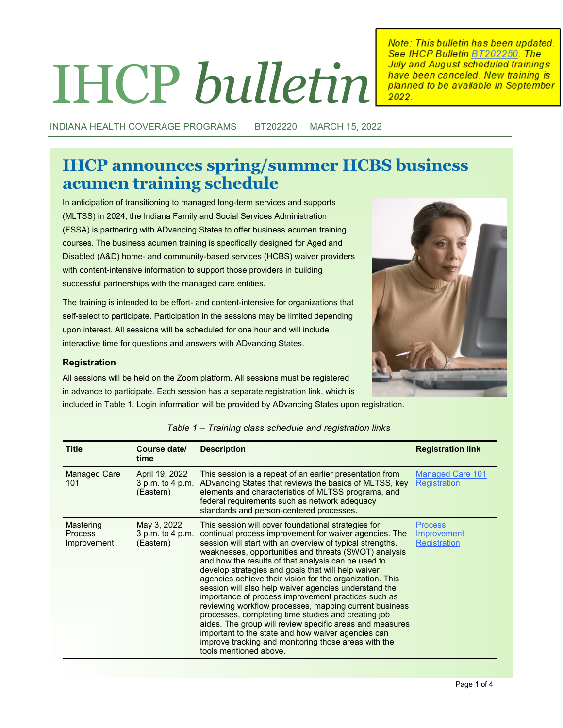> *Note: This bulletin has been updated. See IHCP Bulletin [BT202250](). The July and August scheduled trainings have been canceled. New training is planned to be available in September 2022.*

# IHCP *bulletin*

INDIANA HEALTH COVERAGE PROGRAMS BT202220 MARCH 15, 2022

## IHCP announces spring/summer HCBS business acumen training schedule

In anticipation of transitioning to managed long-term services and supports (MLTSS) in 2024, the Indiana Family and Social Services Administration (FSSA) is partnering with ADvancing States to offer business acumen training courses. The business acumen training is specifically designed for Aged and Disabled (A&D) home- and community-based services (HCBS) waiver providers with content-intensive information to support those providers in building successful partnerships with the managed care entities.

The training is intended to be effort- and content-intensive for organizations that self-select to participate. Participation in the sessions may be limited depending upon interest. All sessions will be scheduled for one hour and will include interactive time for questions and answers with ADvancing States.

### Registration

All sessions will be held on the Zoom platform. All sessions must be registered in advance to participate. Each session has a separate registration link, which is included in Table 1. Login information will be provided by ADvancing States upon registration.

*Table 1 – Training class schedule and registration links*

| Title | Course date/ time | Description | Registration link |
|---|---|---|---|
| Managed Care 101 | April 19, 2022 3 p.m. to 4 p.m. (Eastern) | This session is a repeat of an earlier presentation from ADvancing States that reviews the basics of MLTSS, key elements and characteristics of MLTSS programs, and federal requirements such as network adequacy standards and person-centered processes. | [Managed Care 101 Registration]() |
| Mastering Process Improvement | May 3, 2022 3 p.m. to 4 p.m. (Eastern) | This session will cover foundational strategies for continual process improvement for waiver agencies. The session will start with an overview of typical strengths, weaknesses, opportunities and threats (SWOT) analysis and how the results of that analysis can be used to develop strategies and goals that will help waiver agencies achieve their vision for the organization. This session will also help waiver agencies understand the importance of process improvement practices such as reviewing workflow processes, mapping current business processes, completing time studies and creating job aides. The group will review specific areas and measures important to the state and how waiver agencies can improve tracking and monitoring those areas with the tools mentioned above. | [Process Improvement Registration]() |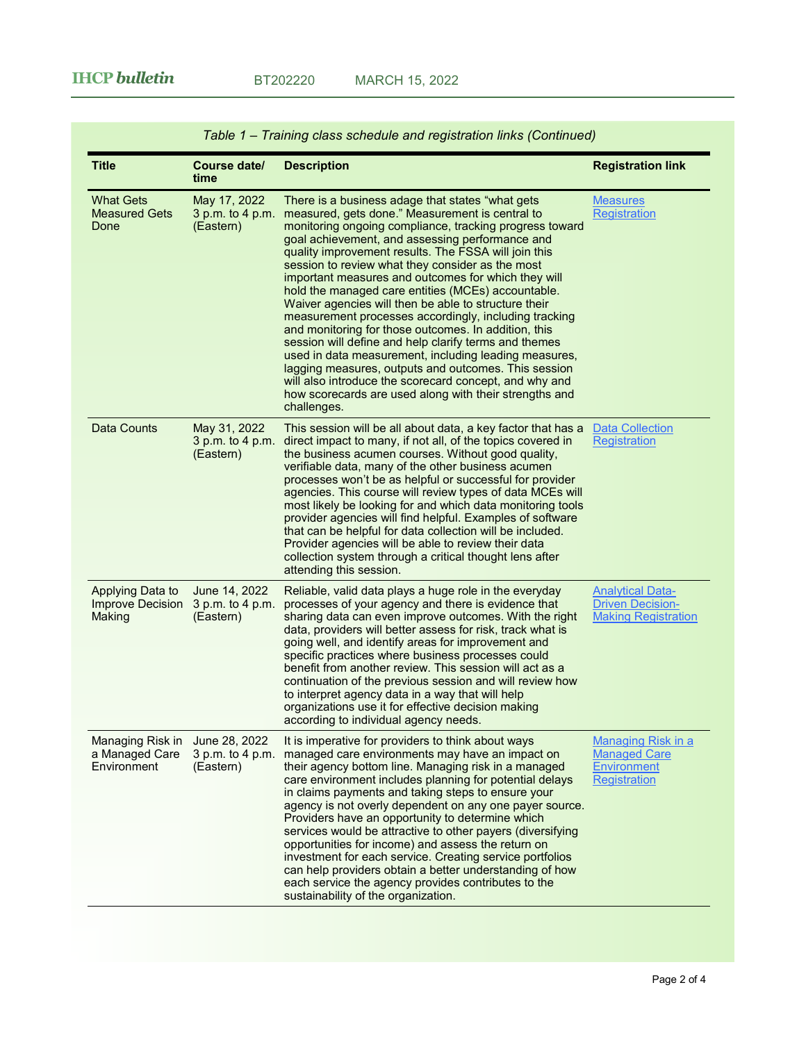*Table 1 – Training class schedule and registration links (Continued)*

| Title | Course date/ time | Description | Registration link |
|---|---|---|---|
| What Gets Measured Gets Done | May 17, 2022 3 p.m. to 4 p.m. (Eastern) | There is a business adage that states "what gets measured, gets done." Measurement is central to monitoring ongoing compliance, tracking progress toward goal achievement, and assessing performance and quality improvement results. The FSSA will join this session to review what they consider as the most important measures and outcomes for which they will hold the managed care entities (MCEs) accountable. Waiver agencies will then be able to structure their measurement processes accordingly, including tracking and monitoring for those outcomes. In addition, this session will define and help clarify terms and themes used in data measurement, including leading measures, lagging measures, outputs and outcomes. This session will also introduce the scorecard concept, and why and how scorecards are used along with their strengths and challenges. | Measures Registration |
| Data Counts | May 31, 2022 3 p.m. to 4 p.m. (Eastern) | This session will be all about data, a key factor that has a direct impact to many, if not all, of the topics covered in the business acumen courses. Without good quality, verifiable data, many of the other business acumen processes won't be as helpful or successful for provider agencies. This course will review types of data MCEs will most likely be looking for and which data monitoring tools provider agencies will find helpful. Examples of software that can be helpful for data collection will be included. Provider agencies will be able to review their data collection system through a critical thought lens after attending this session. | Data Collection Registration |
| Applying Data to Improve Decision Making | June 14, 2022 3 p.m. to 4 p.m. (Eastern) | Reliable, valid data plays a huge role in the everyday processes of your agency and there is evidence that sharing data can even improve outcomes. With the right data, providers will better assess for risk, track what is going well, and identify areas for improvement and specific practices where business processes could benefit from another review. This session will act as a continuation of the previous session and will review how to interpret agency data in a way that will help organizations use it for effective decision making according to individual agency needs. | Analytical Data-Driven Decision-Making Registration |
| Managing Risk in a Managed Care Environment | June 28, 2022 3 p.m. to 4 p.m. (Eastern) | It is imperative for providers to think about ways managed care environments may have an impact on their agency bottom line. Managing risk in a managed care environment includes planning for potential delays in claims payments and taking steps to ensure your agency is not overly dependent on any one payer source. Providers have an opportunity to determine which services would be attractive to other payers (diversifying opportunities for income) and assess the return on investment for each service. Creating service portfolios can help providers obtain a better understanding of how each service the agency provides contributes to the sustainability of the organization. | Managing Risk in a Managed Care Environment Registration |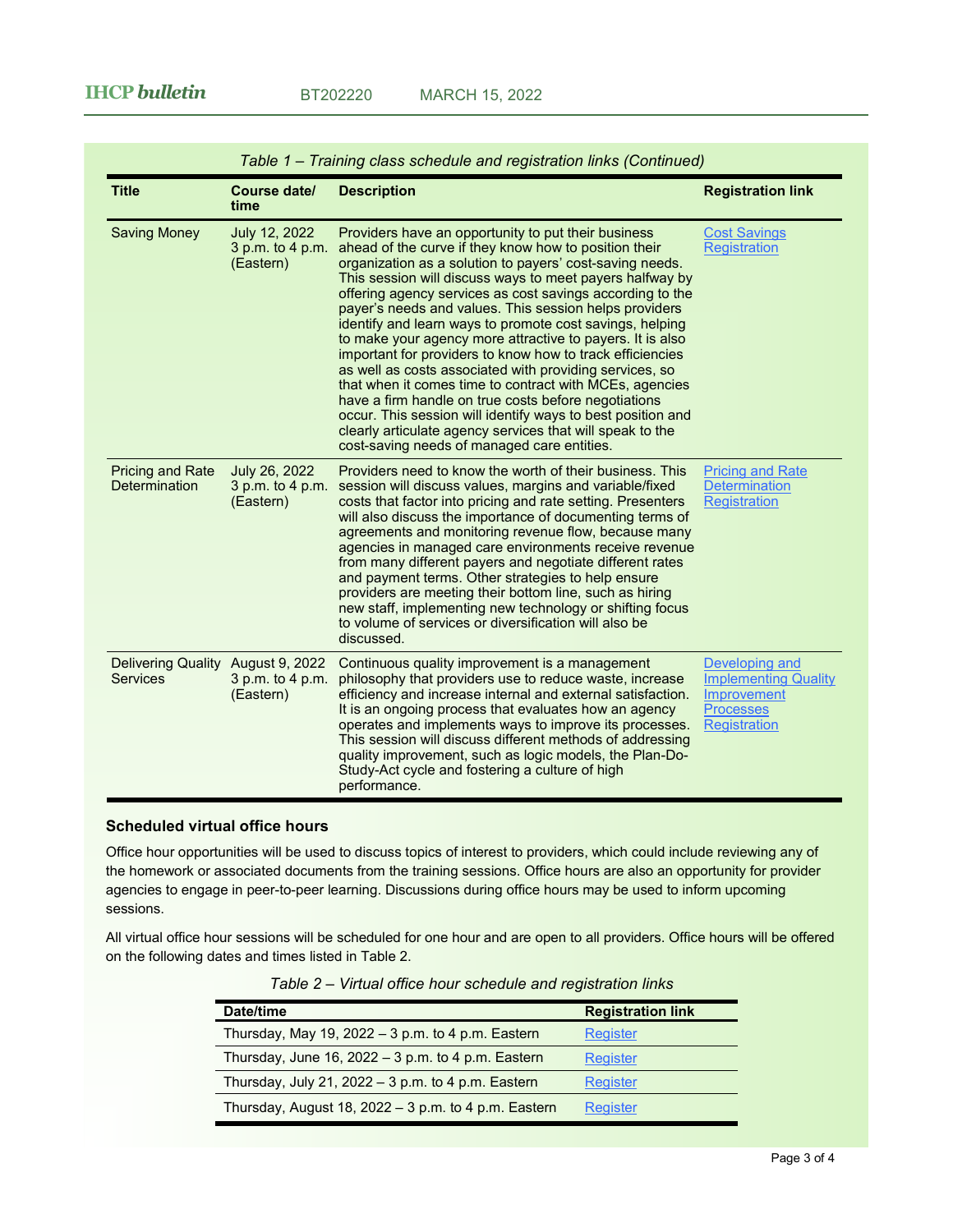*Table 1 – Training class schedule and registration links (Continued)*

| Title | Course date/time | Description | Registration link |
|---|---|---|---|
| Saving Money | July 12, 2022 3 p.m. to 4 p.m. (Eastern) | Providers have an opportunity to put their business ahead of the curve if they know how to position their organization as a solution to payers' cost-saving needs. This session will discuss ways to meet payers halfway by offering agency services as cost savings according to the payer's needs and values. This session helps providers identify and learn ways to promote cost savings, helping to make your agency more attractive to payers. It is also important for providers to know how to track efficiencies as well as costs associated with providing services, so that when it comes time to contract with MCEs, agencies have a firm handle on true costs before negotiations occur. This session will identify ways to best position and clearly articulate agency services that will speak to the cost-saving needs of managed care entities. | Cost Savings Registration |
| Pricing and Rate Determination | July 26, 2022 3 p.m. to 4 p.m. (Eastern) | Providers need to know the worth of their business. This session will discuss values, margins and variable/fixed costs that factor into pricing and rate setting. Presenters will also discuss the importance of documenting terms of agreements and monitoring revenue flow, because many agencies in managed care environments receive revenue from many different payers and negotiate different rates and payment terms. Other strategies to help ensure providers are meeting their bottom line, such as hiring new staff, implementing new technology or shifting focus to volume of services or diversification will also be discussed. | Pricing and Rate Determination Registration |
| Delivering Quality Services | August 9, 2022 3 p.m. to 4 p.m. (Eastern) | Continuous quality improvement is a management philosophy that providers use to reduce waste, increase efficiency and increase internal and external satisfaction. It is an ongoing process that evaluates how an agency operates and implements ways to improve its processes. This session will discuss different methods of addressing quality improvement, such as logic models, the Plan-Do-Study-Act cycle and fostering a culture of high performance. | Developing and Implementing Quality Improvement Processes Registration |

### Scheduled virtual office hours

Office hour opportunities will be used to discuss topics of interest to providers, which could include reviewing any of the homework or associated documents from the training sessions. Office hours are also an opportunity for provider agencies to engage in peer-to-peer learning. Discussions during office hours may be used to inform upcoming sessions.

All virtual office hour sessions will be scheduled for one hour and are open to all providers. Office hours will be offered on the following dates and times listed in Table 2.

*Table 2 – Virtual office hour schedule and registration links*

| Date/time | Registration link |
|---|---|
| Thursday, May 19, 2022 – 3 p.m. to 4 p.m. Eastern | Register |
| Thursday, June 16, 2022 – 3 p.m. to 4 p.m. Eastern | Register |
| Thursday, July 21, 2022 – 3 p.m. to 4 p.m. Eastern | Register |
| Thursday, August 18, 2022 – 3 p.m. to 4 p.m. Eastern | Register |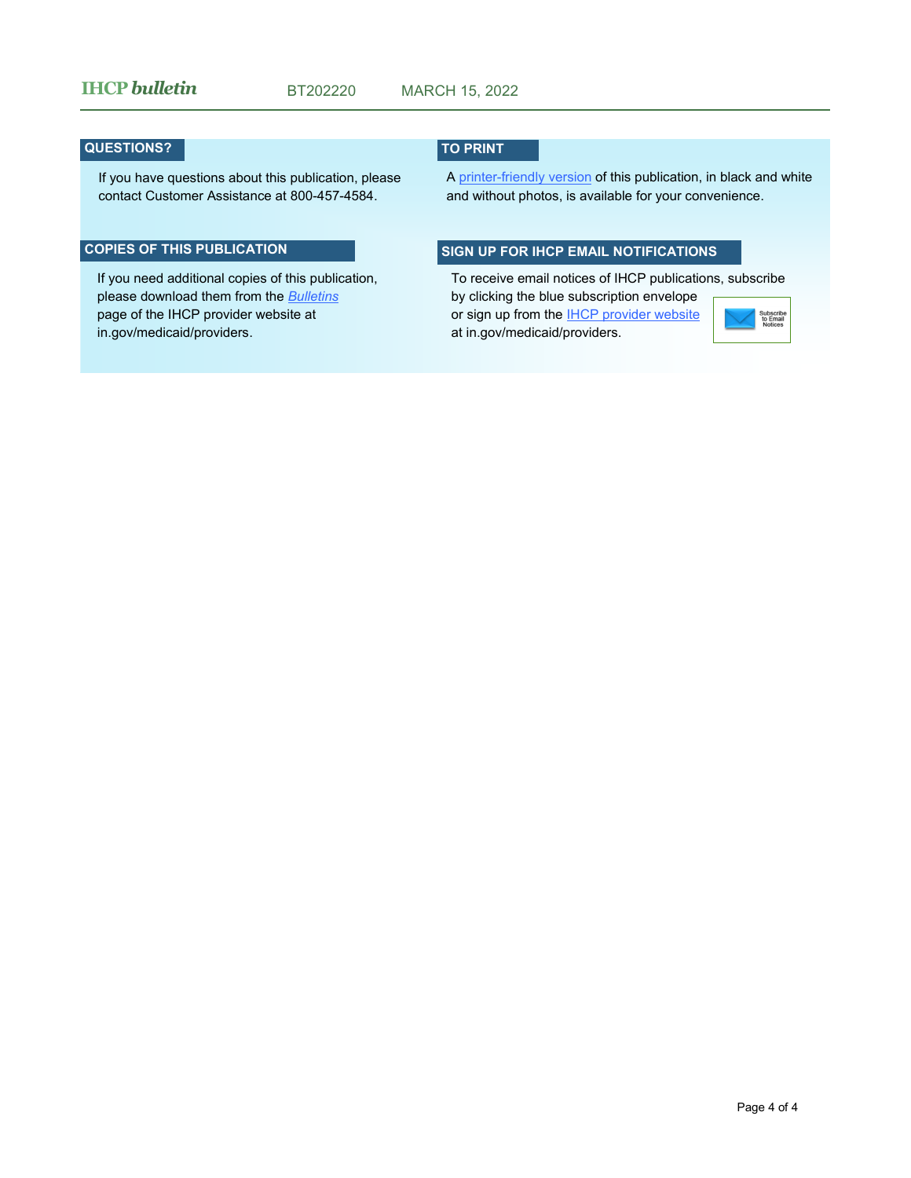## QUESTIONS?

If you have questions about this publication, please contact Customer Assistance at 800-457-4584.

## COPIES OF THIS PUBLICATION

If you need additional copies of this publication, please download them from the *Bulletins* page of the IHCP provider website at in.gov/medicaid/providers.

## TO PRINT

A printer-friendly version of this publication, in black and white and without photos, is available for your convenience.

## SIGN UP FOR IHCP EMAIL NOTIFICATIONS

To receive email notices of IHCP publications, subscribe by clicking the blue subscription envelope or sign up from the IHCP provider website at in.gov/medicaid/providers.

Subscribe to Email Notices